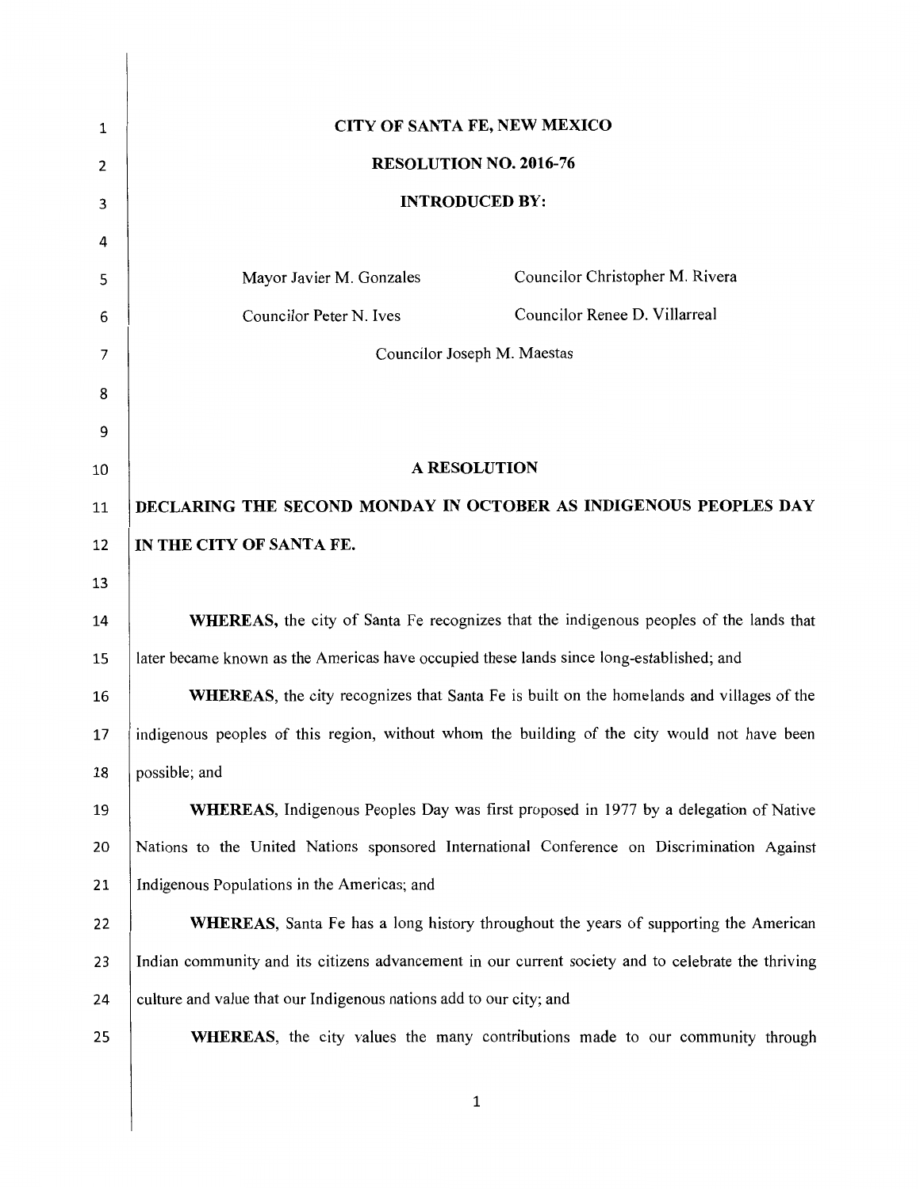**CITY OF SANTA FE, NEW MEXICO**

**RESOLUTION NO. 2016-76**

**INTRODUCED BY:**

Mayor Javier M. Gonzales
Councilor Christopher M. Rivera
Councilor Peter N. Ives
Councilor Renee D. Villarreal
Councilor Joseph M. Maestas

**A RESOLUTION**

**DECLARING THE SECOND MONDAY IN OCTOBER AS INDIGENOUS PEOPLES DAY IN THE CITY OF SANTA FE.**

**WHEREAS,** the city of Santa Fe recognizes that the indigenous peoples of the lands that later became known as the Americas have occupied these lands since long-established; and

**WHEREAS**, the city recognizes that Santa Fe is built on the homelands and villages of the indigenous peoples of this region, without whom the building of the city would not have been possible; and

**WHEREAS**, Indigenous Peoples Day was first proposed in 1977 by a delegation of Native Nations to the United Nations sponsored International Conference on Discrimination Against Indigenous Populations in the Americas; and

**WHEREAS**, Santa Fe has a long history throughout the years of supporting the American Indian community and its citizens advancement in our current society and to celebrate the thriving culture and value that our Indigenous nations add to our city; and

**WHEREAS**, the city values the many contributions made to our community through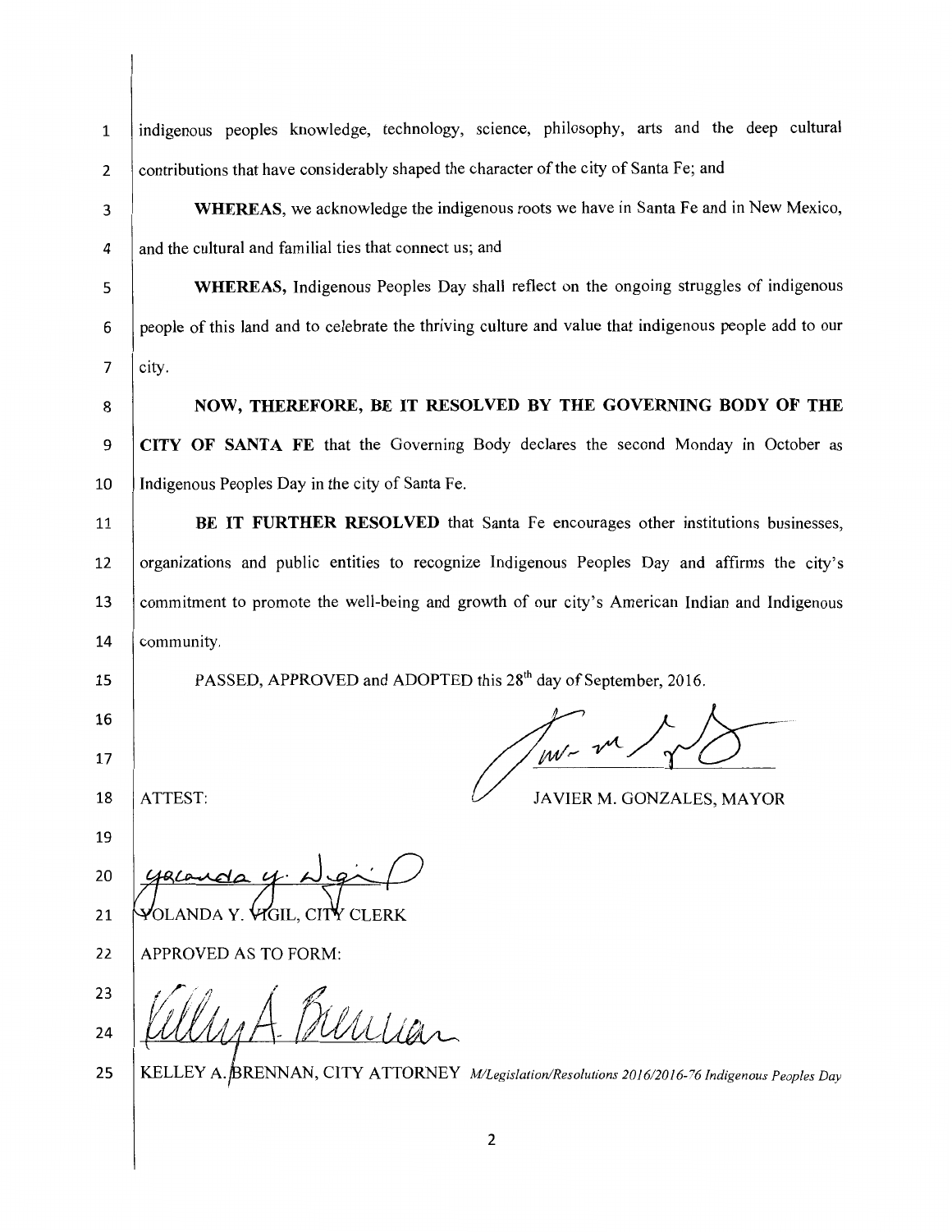indigenous peoples knowledge, technology, science, philosophy, arts and the deep cultural contributions that have considerably shaped the character of the city of Santa Fe; and

**WHEREAS**, we acknowledge the indigenous roots we have in Santa Fe and in New Mexico, and the cultural and familial ties that connect us; and

**WHEREAS,** Indigenous Peoples Day shall reflect on the ongoing struggles of indigenous people of this land and to celebrate the thriving culture and value that indigenous people add to our city.

**NOW, THEREFORE, BE IT RESOLVED BY THE GOVERNING BODY OF THE CITY OF SANTA FE** that the Governing Body declares the second Monday in October as Indigenous Peoples Day in the city of Santa Fe.

**BE IT FURTHER RESOLVED** that Santa Fe encourages other institutions businesses, organizations and public entities to recognize Indigenous Peoples Day and affirms the city's commitment to promote the well-being and growth of our city's American Indian and Indigenous community.

PASSED, APPROVED and ADOPTED this 28th day of September, 2016.

JAVIER M. GONZALES, MAYOR

ATTEST:

YOLANDA Y. VIGIL, CITY CLERK

APPROVED AS TO FORM:

KELLEY A. BRENNAN, CITY ATTORNEY *M/Legislation/Resolutions 2016/2016-76 Indigenous Peoples Day*